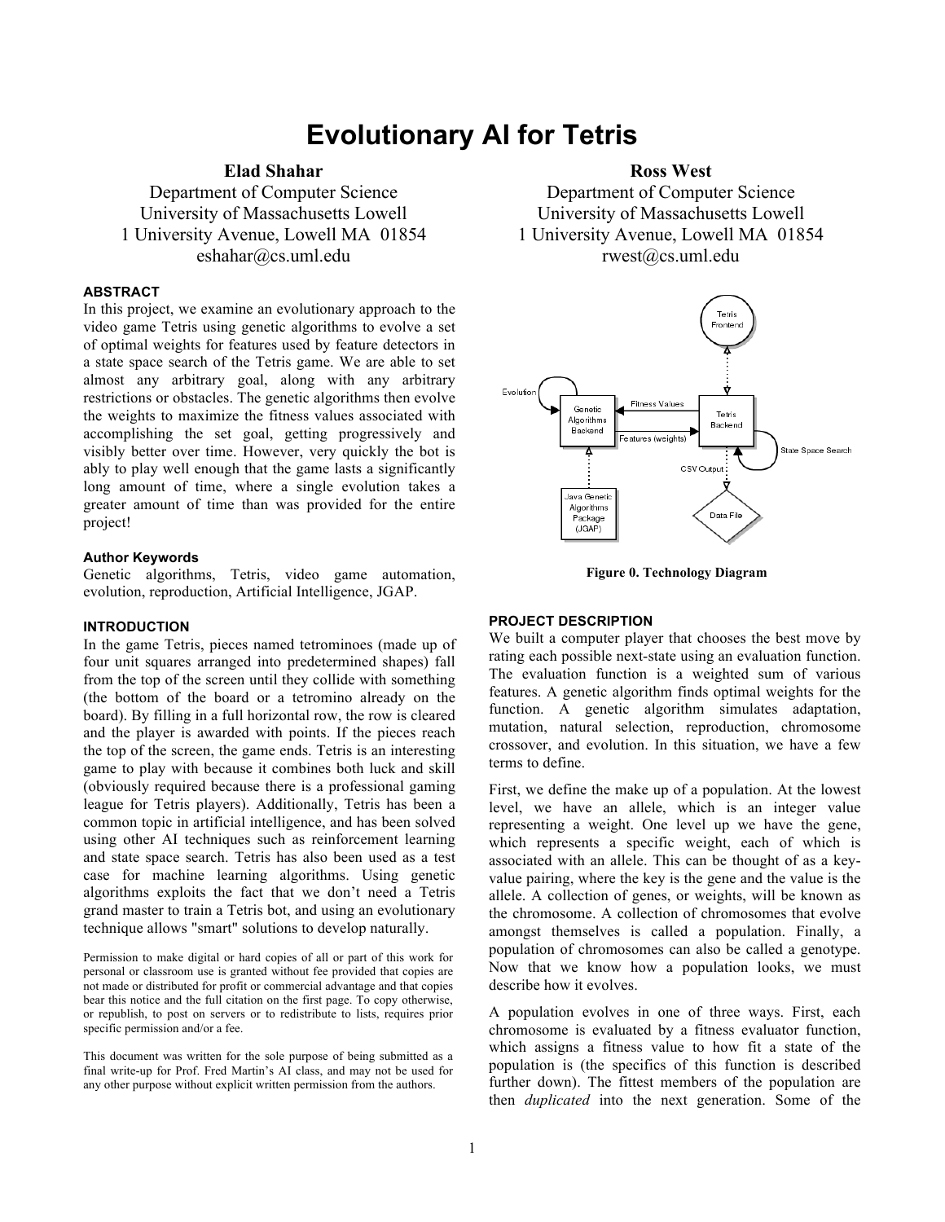# Evolutionary AI for Tetris

**Elad Shahar**
Department of Computer Science
University of Massachusetts Lowell
1 University Avenue, Lowell MA 01854
eshahar@cs.uml.edu

**Ross West**
Department of Computer Science
University of Massachusetts Lowell
1 University Avenue, Lowell MA 01854
rwest@cs.uml.edu

#### ABSTRACT

In this project, we examine an evolutionary approach to the video game Tetris using genetic algorithms to evolve a set of optimal weights for features used by feature detectors in a state space search of the Tetris game. We are able to set almost any arbitrary goal, along with any arbitrary restrictions or obstacles. The genetic algorithms then evolve the weights to maximize the fitness values associated with accomplishing the set goal, getting progressively and visibly better over time. However, very quickly the bot is able to play well enough that the game lasts a significantly long amount of time, where a single evolution takes a greater amount of time than was provided for the entire project!

#### Author Keywords

Genetic algorithms, Tetris, video game automation, evolution, reproduction, Artificial Intelligence, JGAP.

#### INTRODUCTION

In the game Tetris, pieces named tetrominoes (made up of four unit squares arranged into predetermined shapes) fall from the top of the screen until they collide with something (the bottom of the board or a tetromino already on the board). By filling in a full horizontal row, the row is cleared and the player is awarded with points. If the pieces reach the top of the screen, the game ends. Tetris is an interesting game to play with because it combines both luck and skill (obviously required because there is a professional gaming league for Tetris players). Additionally, Tetris has been a common topic in artificial intelligence, and has been solved using other AI techniques such as reinforcement learning and state space search. Tetris has also been used as a test case for machine learning algorithms. Using genetic algorithms exploits the fact that we don't need a Tetris grand master to train a Tetris bot, and using an evolutionary technique allows "smart" solutions to develop naturally.

Permission to make digital or hard copies of all or part of this work for personal or classroom use is granted without fee provided that copies are not made or distributed for profit or commercial advantage and that copies bear this notice and the full citation on the first page. To copy otherwise, or republish, to post on servers or to redistribute to lists, requires prior specific permission and/or a fee.

This document was written for the sole purpose of being submitted as a final write-up for Prof. Fred Martin's AI class, and may not be used for any other purpose without explicit written permission from the authors.

**Figure 0. Technology Diagram**

#### PROJECT DESCRIPTION

We built a computer player that chooses the best move by rating each possible next-state using an evaluation function. The evaluation function is a weighted sum of various features. A genetic algorithm finds optimal weights for the function. A genetic algorithm simulates adaptation, mutation, natural selection, reproduction, chromosome crossover, and evolution. In this situation, we have a few terms to define.

First, we define the make up of a population. At the lowest level, we have an allele, which is an integer value representing a weight. One level up we have the gene, which represents a specific weight, each of which is associated with an allele. This can be thought of as a key-value pairing, where the key is the gene and the value is the allele. A collection of genes, or weights, will be known as the chromosome. A collection of chromosomes that evolve amongst themselves is called a population. Finally, a population of chromosomes can also be called a genotype. Now that we know how a population looks, we must describe how it evolves.

A population evolves in one of three ways. First, each chromosome is evaluated by a fitness evaluator function, which assigns a fitness value to how fit a state of the population is (the specifics of this function is described further down). The fittest members of the population are then *duplicated* into the next generation. Some of the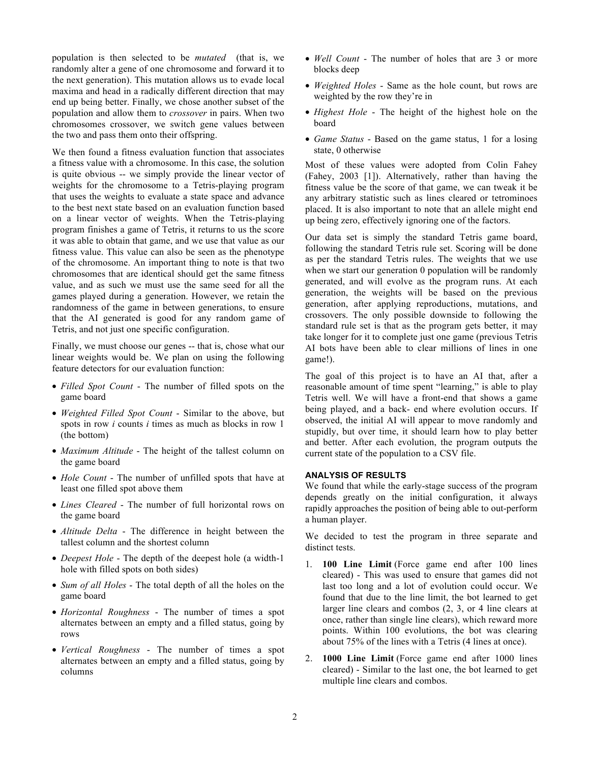population is then selected to be *mutated* (that is, we randomly alter a gene of one chromosome and forward it to the next generation). This mutation allows us to evade local maxima and head in a radically different direction that may end up being better. Finally, we chose another subset of the population and allow them to *crossover* in pairs. When two chromosomes crossover, we switch gene values between the two and pass them onto their offspring.

We then found a fitness evaluation function that associates a fitness value with a chromosome. In this case, the solution is quite obvious -- we simply provide the linear vector of weights for the chromosome to a Tetris-playing program that uses the weights to evaluate a state space and advance to the best next state based on an evaluation function based on a linear vector of weights. When the Tetris-playing program finishes a game of Tetris, it returns to us the score it was able to obtain that game, and we use that value as our fitness value. This value can also be seen as the phenotype of the chromosome. An important thing to note is that two chromosomes that are identical should get the same fitness value, and as such we must use the same seed for all the games played during a generation. However, we retain the randomness of the game in between generations, to ensure that the AI generated is good for any random game of Tetris, and not just one specific configuration.

Finally, we must choose our genes -- that is, chose what our linear weights would be. We plan on using the following feature detectors for our evaluation function:

- *Filled Spot Count* - The number of filled spots on the game board
- *Weighted Filled Spot Count* - Similar to the above, but spots in row *i* counts *i* times as much as blocks in row 1 (the bottom)
- *Maximum Altitude* - The height of the tallest column on the game board
- *Hole Count* - The number of unfilled spots that have at least one filled spot above them
- *Lines Cleared* - The number of full horizontal rows on the game board
- *Altitude Delta* - The difference in height between the tallest column and the shortest column
- *Deepest Hole* - The depth of the deepest hole (a width-1 hole with filled spots on both sides)
- *Sum of all Holes* - The total depth of all the holes on the game board
- *Horizontal Roughness* - The number of times a spot alternates between an empty and a filled status, going by rows
- *Vertical Roughness* - The number of times a spot alternates between an empty and a filled status, going by columns
- *Well Count* - The number of holes that are 3 or more blocks deep
- *Weighted Holes* - Same as the hole count, but rows are weighted by the row they're in
- *Highest Hole* - The height of the highest hole on the board
- *Game Status* - Based on the game status, 1 for a losing state, 0 otherwise

Most of these values were adopted from Colin Fahey (Fahey, 2003 [1]). Alternatively, rather than having the fitness value be the score of that game, we can tweak it be any arbitrary statistic such as lines cleared or tetrominoes placed. It is also important to note that an allele might end up being zero, effectively ignoring one of the factors.

Our data set is simply the standard Tetris game board, following the standard Tetris rule set. Scoring will be done as per the standard Tetris rules. The weights that we use when we start our generation 0 population will be randomly generated, and will evolve as the program runs. At each generation, the weights will be based on the previous generation, after applying reproductions, mutations, and crossovers. The only possible downside to following the standard rule set is that as the program gets better, it may take longer for it to complete just one game (previous Tetris AI bots have been able to clear millions of lines in one game!).

The goal of this project is to have an AI that, after a reasonable amount of time spent "learning," is able to play Tetris well. We will have a front-end that shows a game being played, and a back- end where evolution occurs. If observed, the initial AI will appear to move randomly and stupidly, but over time, it should learn how to play better and better. After each evolution, the program outputs the current state of the population to a CSV file.

### ANALYSIS OF RESULTS

We found that while the early-stage success of the program depends greatly on the initial configuration, it always rapidly approaches the position of being able to out-perform a human player.

We decided to test the program in three separate and distinct tests.

1. **100 Line Limit** (Force game end after 100 lines cleared) - This was used to ensure that games did not last too long and a lot of evolution could occur. We found that due to the line limit, the bot learned to get larger line clears and combos (2, 3, or 4 line clears at once, rather than single line clears), which reward more points. Within 100 evolutions, the bot was clearing about 75% of the lines with a Tetris (4 lines at once).
2. **1000 Line Limit** (Force game end after 1000 lines cleared) - Similar to the last one, the bot learned to get multiple line clears and combos.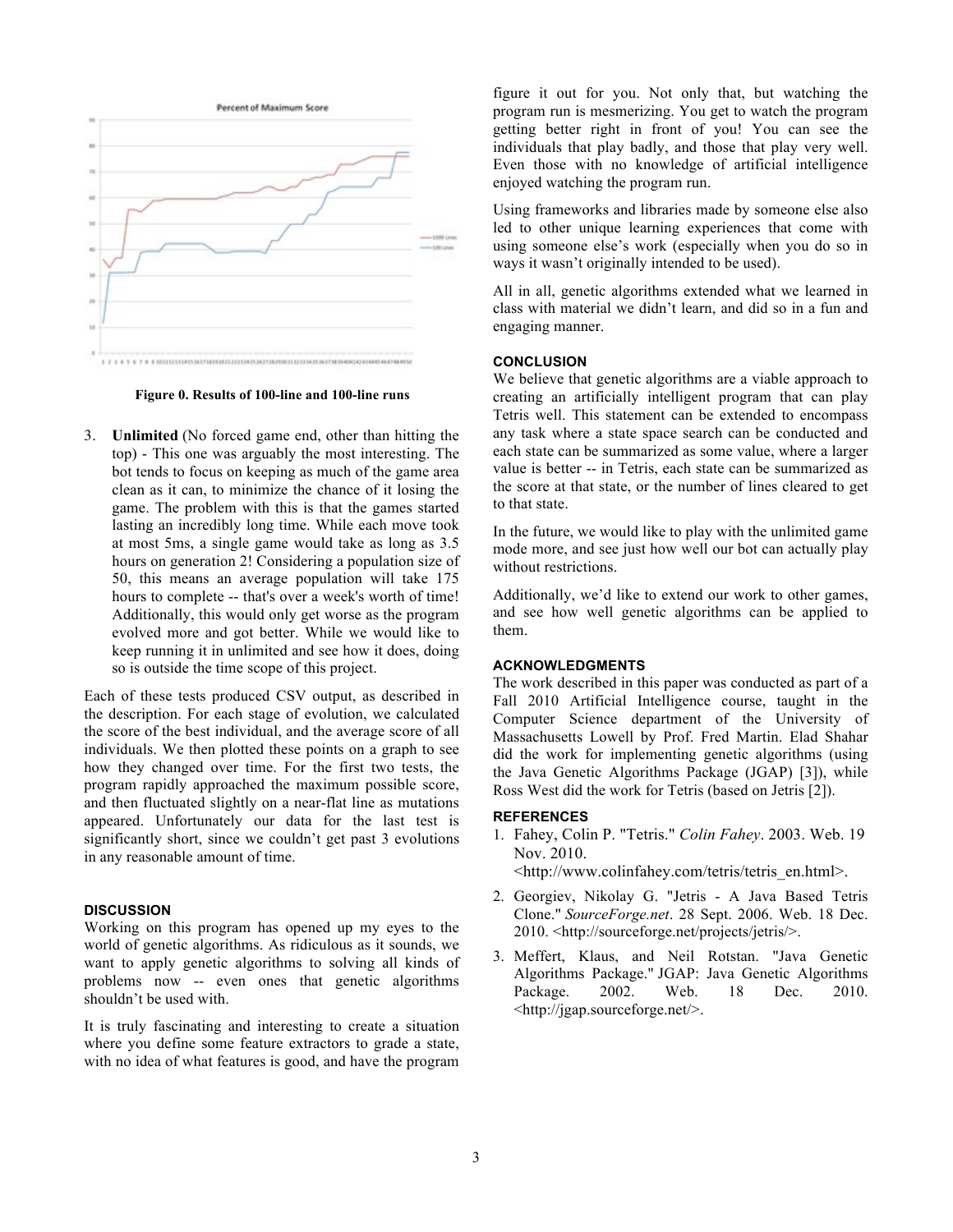Percent of Maximum Score

90
80
70
60
50
40
30
20
10
0

1 2 3 4 5 6 7 8 9 10 11 12 13 14 15 16 17 18 19 20 21 22 23 24 25 26 27 28 29 30 31 32 33 34 35 36 37 38 39 40 41 42 43 44 45 46 47 48 49 50

1000 Lines
100 Lines

**Figure 0. Results of 100-line and 100-line runs**

3. **Unlimited** (No forced game end, other than hitting the top) - This one was arguably the most interesting. The bot tends to focus on keeping as much of the game area clean as it can, to minimize the chance of it losing the game. The problem with this is that the games started lasting an incredibly long time. While each move took at most 5ms, a single game would take as long as 3.5 hours on generation 2! Considering a population size of 50, this means an average population will take 175 hours to complete -- that's over a week's worth of time! Additionally, this would only get worse as the program evolved more and got better. While we would like to keep running it in unlimited and see how it does, doing so is outside the time scope of this project.

Each of these tests produced CSV output, as described in the description. For each stage of evolution, we calculated the score of the best individual, and the average score of all individuals. We then plotted these points on a graph to see how they changed over time. For the first two tests, the program rapidly approached the maximum possible score, and then fluctuated slightly on a near-flat line as mutations appeared. Unfortunately our data for the last test is significantly short, since we couldn't get past 3 evolutions in any reasonable amount of time.

## DISCUSSION

Working on this program has opened up my eyes to the world of genetic algorithms. As ridiculous as it sounds, we want to apply genetic algorithms to solving all kinds of problems now -- even ones that genetic algorithms shouldn't be used with.

It is truly fascinating and interesting to create a situation where you define some feature extractors to grade a state, with no idea of what features is good, and have the program figure it out for you. Not only that, but watching the program run is mesmerizing. You get to watch the program getting better right in front of you! You can see the individuals that play badly, and those that play very well. Even those with no knowledge of artificial intelligence enjoyed watching the program run.

Using frameworks and libraries made by someone else also led to other unique learning experiences that come with using someone else's work (especially when you do so in ways it wasn't originally intended to be used).

All in all, genetic algorithms extended what we learned in class with material we didn't learn, and did so in a fun and engaging manner.

## CONCLUSION

We believe that genetic algorithms are a viable approach to creating an artificially intelligent program that can play Tetris well. This statement can be extended to encompass any task where a state space search can be conducted and each state can be summarized as some value, where a larger value is better -- in Tetris, each state can be summarized as the score at that state, or the number of lines cleared to get to that state.

In the future, we would like to play with the unlimited game mode more, and see just how well our bot can actually play without restrictions.

Additionally, we'd like to extend our work to other games, and see how well genetic algorithms can be applied to them.

## ACKNOWLEDGMENTS

The work described in this paper was conducted as part of a Fall 2010 Artificial Intelligence course, taught in the Computer Science department of the University of Massachusetts Lowell by Prof. Fred Martin. Elad Shahar did the work for implementing genetic algorithms (using the Java Genetic Algorithms Package (JGAP) [3]), while Ross West did the work for Tetris (based on Jetris [2]).

## REFERENCES

1. Fahey, Colin P. "Tetris." *Colin Fahey*. 2003. Web. 19 Nov. 2010. <http://www.colinfahey.com/tetris/tetris_en.html>.
2. Georgiev, Nikolay G. "Jetris - A Java Based Tetris Clone." *SourceForge.net*. 28 Sept. 2006. Web. 18 Dec. 2010. <http://sourceforge.net/projects/jetris/>.
3. Meffert, Klaus, and Neil Rotstan. "Java Genetic Algorithms Package." JGAP: Java Genetic Algorithms Package. 2002. Web. 18 Dec. 2010. <http://jgap.sourceforge.net/>.